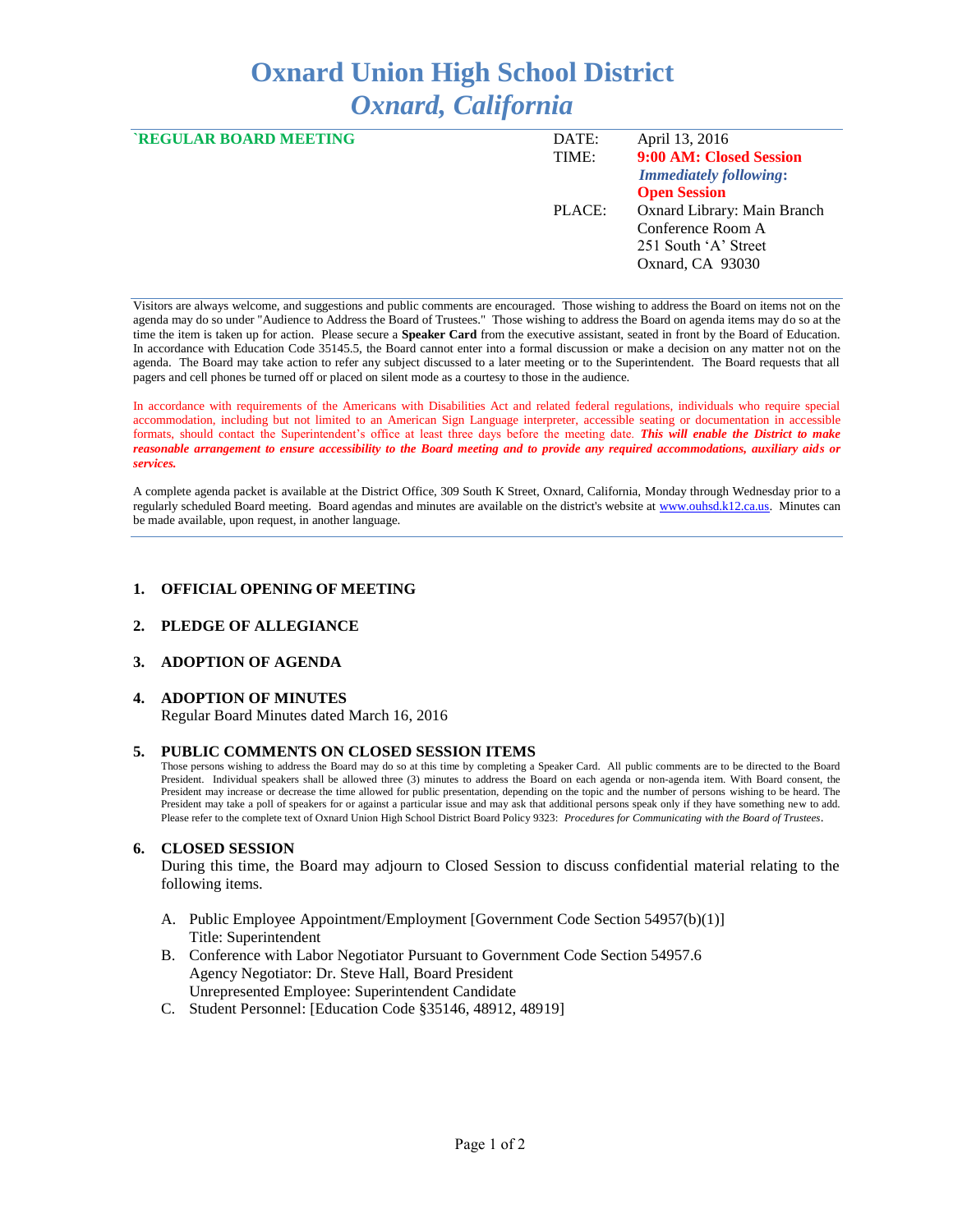# Oxnard Union High School District
## *Oxnard, California*

**`REGULAR BOARD MEETING**

| | |
|---|---|
| DATE: | April 13, 2016 |
| TIME: | **9:00 AM: Closed Session** |
| | ***Immediately following:*** |
| | **Open Session** |
| PLACE: | Oxnard Library: Main Branch |
| | Conference Room A |
| | 251 South 'A' Street |
| | Oxnard, CA 93030 |

Visitors are always welcome, and suggestions and public comments are encouraged. Those wishing to address the Board on items not on the agenda may do so under "Audience to Address the Board of Trustees." Those wishing to address the Board on agenda items may do so at the time the item is taken up for action. Please secure a **Speaker Card** from the executive assistant, seated in front by the Board of Education. In accordance with Education Code 35145.5, the Board cannot enter into a formal discussion or make a decision on any matter not on the agenda. The Board may take action to refer any subject discussed to a later meeting or to the Superintendent. The Board requests that all pagers and cell phones be turned off or placed on silent mode as a courtesy to those in the audience.

In accordance with requirements of the Americans with Disabilities Act and related federal regulations, individuals who require special accommodation, including but not limited to an American Sign Language interpreter, accessible seating or documentation in accessible formats, should contact the Superintendent's office at least three days before the meeting date. ***This will enable the District to make reasonable arrangement to ensure accessibility to the Board meeting and to provide any required accommodations, auxiliary aids or services.***

A complete agenda packet is available at the District Office, 309 South K Street, Oxnard, California, Monday through Wednesday prior to a regularly scheduled Board meeting. Board agendas and minutes are available on the district's website at www.ouhsd.k12.ca.us. Minutes can be made available, upon request, in another language.

---

1. **OFFICIAL OPENING OF MEETING**

2. **PLEDGE OF ALLEGIANCE**

3. **ADOPTION OF AGENDA**

4. **ADOPTION OF MINUTES**
   Regular Board Minutes dated March 16, 2016

5. **PUBLIC COMMENTS ON CLOSED SESSION ITEMS**
   Those persons wishing to address the Board may do so at this time by completing a Speaker Card. All public comments are to be directed to the Board President. Individual speakers shall be allowed three (3) minutes to address the Board on each agenda or non-agenda item. With Board consent, the President may increase or decrease the time allowed for public presentation, depending on the topic and the number of persons wishing to be heard. The President may take a poll of speakers for or against a particular issue and may ask that additional persons speak only if they have something new to add. Please refer to the complete text of Oxnard Union High School District Board Policy 9323: *Procedures for Communicating with the Board of Trustees*.

6. **CLOSED SESSION**
   During this time, the Board may adjourn to Closed Session to discuss confidential material relating to the following items.

   A. Public Employee Appointment/Employment [Government Code Section 54957(b)(1)]
      Title: Superintendent
   B. Conference with Labor Negotiator Pursuant to Government Code Section 54957.6
      Agency Negotiator: Dr. Steve Hall, Board President
      Unrepresented Employee: Superintendent Candidate
   C. Student Personnel: [Education Code §35146, 48912, 48919]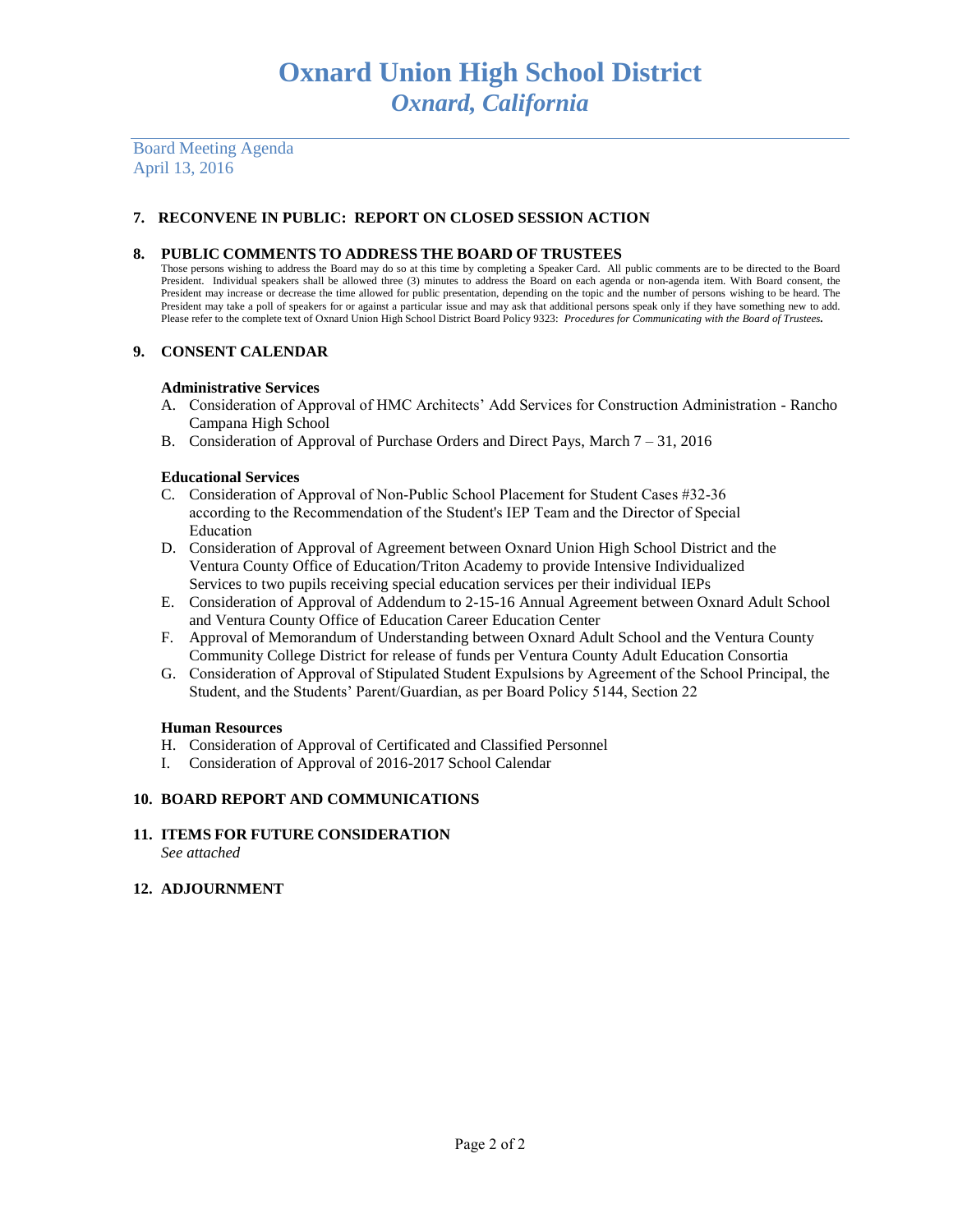# Oxnard Union High School District
## *Oxnard, California*

Board Meeting Agenda
April 13, 2016

### 7. RECONVENE IN PUBLIC: REPORT ON CLOSED SESSION ACTION

### 8. PUBLIC COMMENTS TO ADDRESS THE BOARD OF TRUSTEES

Those persons wishing to address the Board may do so at this time by completing a Speaker Card. All public comments are to be directed to the Board President. Individual speakers shall be allowed three (3) minutes to address the Board on each agenda or non-agenda item. With Board consent, the President may increase or decrease the time allowed for public presentation, depending on the topic and the number of persons wishing to be heard. The President may take a poll of speakers for or against a particular issue and may ask that additional persons speak only if they have something new to add. Please refer to the complete text of Oxnard Union High School District Board Policy 9323: *Procedures for Communicating with the Board of Trustees.*

### 9. CONSENT CALENDAR

**Administrative Services**

A. Consideration of Approval of HMC Architects' Add Services for Construction Administration - Rancho Campana High School
B. Consideration of Approval of Purchase Orders and Direct Pays, March 7 – 31, 2016

**Educational Services**

C. Consideration of Approval of Non-Public School Placement for Student Cases #32-36 according to the Recommendation of the Student's IEP Team and the Director of Special Education
D. Consideration of Approval of Agreement between Oxnard Union High School District and the Ventura County Office of Education/Triton Academy to provide Intensive Individualized Services to two pupils receiving special education services per their individual IEPs
E. Consideration of Approval of Addendum to 2-15-16 Annual Agreement between Oxnard Adult School and Ventura County Office of Education Career Education Center
F. Approval of Memorandum of Understanding between Oxnard Adult School and the Ventura County Community College District for release of funds per Ventura County Adult Education Consortia
G. Consideration of Approval of Stipulated Student Expulsions by Agreement of the School Principal, the Student, and the Students' Parent/Guardian, as per Board Policy 5144, Section 22

**Human Resources**

H. Consideration of Approval of Certificated and Classified Personnel
I. Consideration of Approval of 2016-2017 School Calendar

### 10. BOARD REPORT AND COMMUNICATIONS

### 11. ITEMS FOR FUTURE CONSIDERATION

*See attached*

### 12. ADJOURNMENT